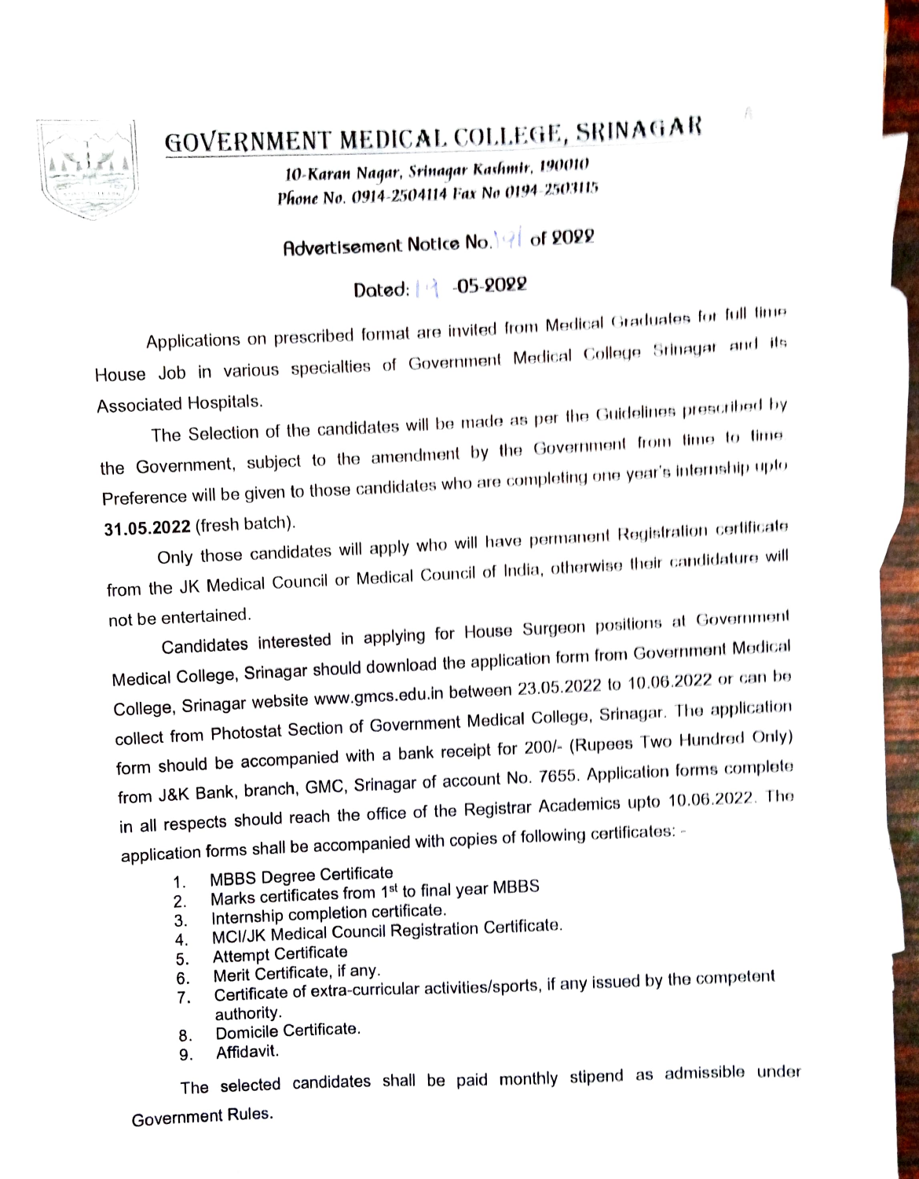# GOVERNMENT MEDICAL COLLEGE, SRINAGAR

*10-Karan Nagar, Srinagar Kashmir, 190010*
*Phone No. 0914-2504114 Fax No 0194-2503115*

**Advertisement Notice No. 91 of 2022**

**Dated: 19-05-2022**

Applications on prescribed format are invited from Medical Graduates for full time House Job in various specialties of Government Medical College Srinagar and its Associated Hospitals.

The Selection of the candidates will be made as per the Guidelines prescribed by the Government, subject to the amendment by the Government from time to time. Preference will be given to those candidates who are completing one year's internship upto **31.05.2022** (fresh batch).

Only those candidates will apply who will have permanent Registration certificate from the JK Medical Council or Medical Council of India, otherwise their candidature will not be entertained.

Candidates interested in applying for House Surgeon positions at Government Medical College, Srinagar should download the application form from Government Medical College, Srinagar website www.gmcs.edu.in between 23.05.2022 to 10.06.2022 or can be collect from Photostat Section of Government Medical College, Srinagar. The application form should be accompanied with a bank receipt for 200/- (Rupees Two Hundred Only) from J&K Bank, branch, GMC, Srinagar of account No. 7655. Application forms complete in all respects should reach the office of the Registrar Academics upto 10.06.2022. The application forms shall be accompanied with copies of following certificates: -

1. MBBS Degree Certificate
2. Marks certificates from 1st to final year MBBS
3. Internship completion certificate.
4. MCI/JK Medical Council Registration Certificate.
5. Attempt Certificate
6. Merit Certificate, if any.
7. Certificate of extra-curricular activities/sports, if any issued by the competent authority.
8. Domicile Certificate.
9. Affidavit.

The selected candidates shall be paid monthly stipend as admissible under Government Rules.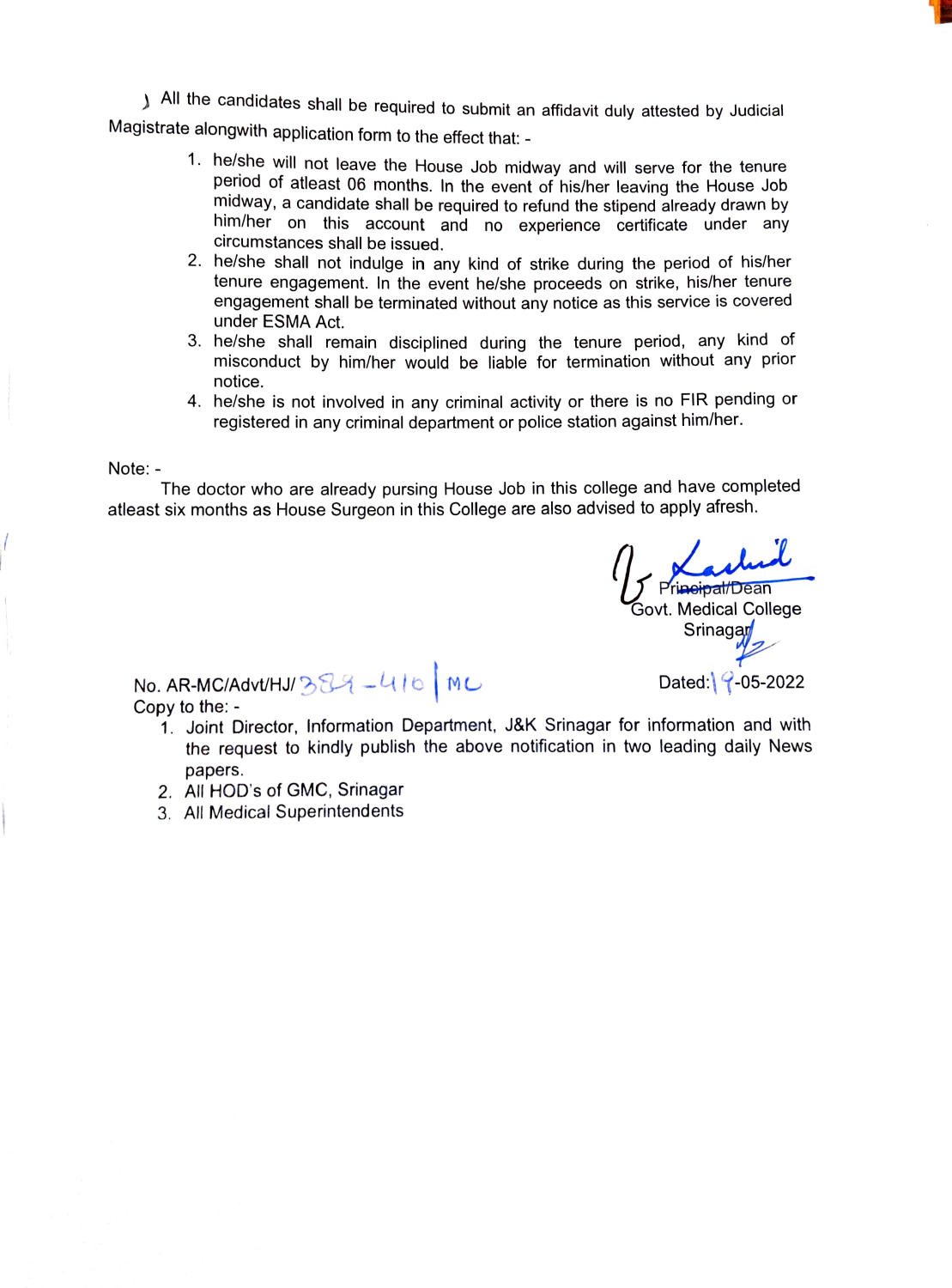) All the candidates shall be required to submit an affidavit duly attested by Judicial Magistrate alongwith application form to the effect that: -

1. he/she will not leave the House Job midway and will serve for the tenure period of atleast 06 months. In the event of his/her leaving the House Job midway, a candidate shall be required to refund the stipend already drawn by him/her on this account and no experience certificate under any circumstances shall be issued.
2. he/she shall not indulge in any kind of strike during the period of his/her tenure engagement. In the event he/she proceeds on strike, his/her tenure engagement shall be terminated without any notice as this service is covered under ESMA Act.
3. he/she shall remain disciplined during the tenure period, any kind of misconduct by him/her would be liable for termination without any prior notice.
4. he/she is not involved in any criminal activity or there is no FIR pending or registered in any criminal department or police station against him/her.

Note: -

The doctor who are already pursing House Job in this college and have completed atleast six months as House Surgeon in this College are also advised to apply afresh.

~~Principal~~/Dean
Govt. Medical College
Srinagar

No. AR-MC/Advt/HJ/389-410|MC

Dated:19-05-2022

Copy to the: -

1. Joint Director, Information Department, J&K Srinagar for information and with the request to kindly publish the above notification in two leading daily News papers.
2. All HOD's of GMC, Srinagar
3. All Medical Superintendents